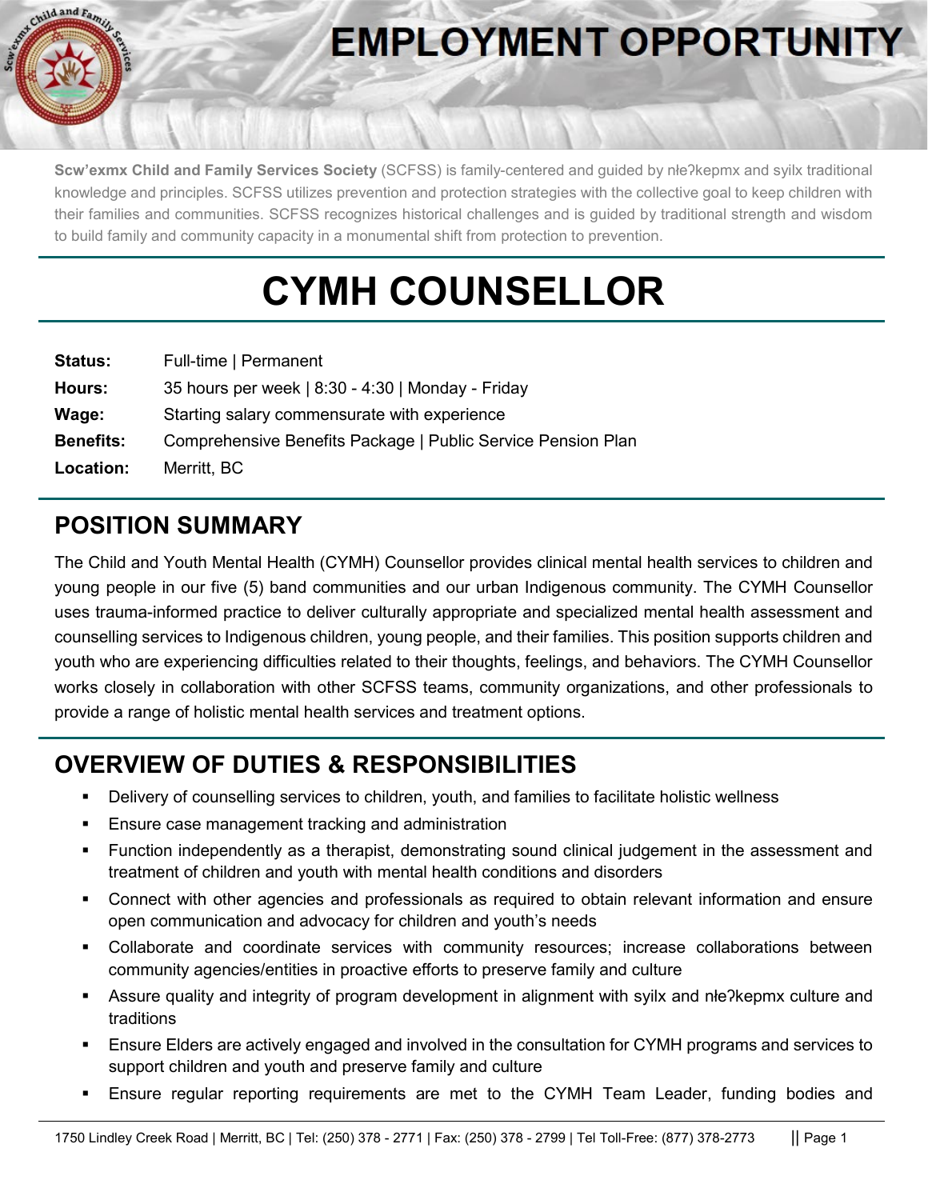# EMPLOYMENT OPPORTUNITY

**Scw'exmx Child and Family Services Society** (SCFSS) is family-centered and guided by nɫeʔkepmx and syilx traditional knowledge and principles. SCFSS utilizes prevention and protection strategies with the collective goal to keep children with their families and communities. SCFSS recognizes historical challenges and is guided by traditional strength and wisdom to build family and community capacity in a monumental shift from protection to prevention.

# CYMH COUNSELLOR

| | |
|---|---|
| **Status:** | Full-time \| Permanent |
| **Hours:** | 35 hours per week \| 8:30 - 4:30 \| Monday - Friday |
| **Wage:** | Starting salary commensurate with experience |
| **Benefits:** | Comprehensive Benefits Package \| Public Service Pension Plan |
| **Location:** | Merritt, BC |

## POSITION SUMMARY

The Child and Youth Mental Health (CYMH) Counsellor provides clinical mental health services to children and young people in our five (5) band communities and our urban Indigenous community. The CYMH Counsellor uses trauma-informed practice to deliver culturally appropriate and specialized mental health assessment and counselling services to Indigenous children, young people, and their families. This position supports children and youth who are experiencing difficulties related to their thoughts, feelings, and behaviors. The CYMH Counsellor works closely in collaboration with other SCFSS teams, community organizations, and other professionals to provide a range of holistic mental health services and treatment options.

## OVERVIEW OF DUTIES & RESPONSIBILITIES

- Delivery of counselling services to children, youth, and families to facilitate holistic wellness
- Ensure case management tracking and administration
- Function independently as a therapist, demonstrating sound clinical judgement in the assessment and treatment of children and youth with mental health conditions and disorders
- Connect with other agencies and professionals as required to obtain relevant information and ensure open communication and advocacy for children and youth's needs
- Collaborate and coordinate services with community resources; increase collaborations between community agencies/entities in proactive efforts to preserve family and culture
- Assure quality and integrity of program development in alignment with syilx and nɫeʔkepmx culture and traditions
- Ensure Elders are actively engaged and involved in the consultation for CYMH programs and services to support children and youth and preserve family and culture
- Ensure regular reporting requirements are met to the CYMH Team Leader, funding bodies and

1750 Lindley Creek Road | Merritt, BC | Tel: (250) 378 - 2771 | Fax: (250) 378 - 2799 | Tel Toll-Free: (877) 378-2773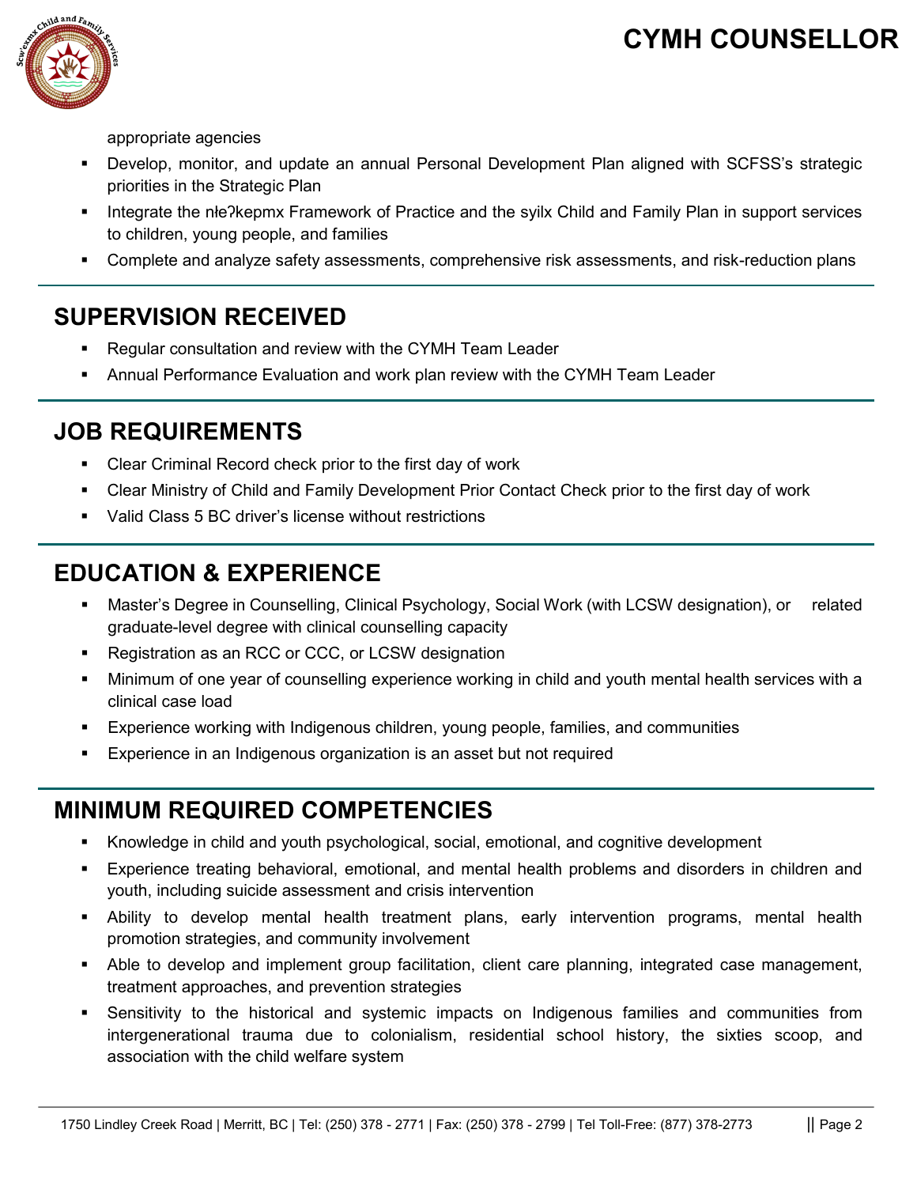appropriate agencies

- Develop, monitor, and update an annual Personal Development Plan aligned with SCFSS's strategic priorities in the Strategic Plan
- Integrate the nłeʔkepmx Framework of Practice and the syilx Child and Family Plan in support services to children, young people, and families
- Complete and analyze safety assessments, comprehensive risk assessments, and risk-reduction plans

## SUPERVISION RECEIVED

- Regular consultation and review with the CYMH Team Leader
- Annual Performance Evaluation and work plan review with the CYMH Team Leader

## JOB REQUIREMENTS

- Clear Criminal Record check prior to the first day of work
- Clear Ministry of Child and Family Development Prior Contact Check prior to the first day of work
- Valid Class 5 BC driver's license without restrictions

## EDUCATION & EXPERIENCE

- Master's Degree in Counselling, Clinical Psychology, Social Work (with LCSW designation), or related graduate-level degree with clinical counselling capacity
- Registration as an RCC or CCC, or LCSW designation
- Minimum of one year of counselling experience working in child and youth mental health services with a clinical case load
- Experience working with Indigenous children, young people, families, and communities
- Experience in an Indigenous organization is an asset but not required

## MINIMUM REQUIRED COMPETENCIES

- Knowledge in child and youth psychological, social, emotional, and cognitive development
- Experience treating behavioral, emotional, and mental health problems and disorders in children and youth, including suicide assessment and crisis intervention
- Ability to develop mental health treatment plans, early intervention programs, mental health promotion strategies, and community involvement
- Able to develop and implement group facilitation, client care planning, integrated case management, treatment approaches, and prevention strategies
- Sensitivity to the historical and systemic impacts on Indigenous families and communities from intergenerational trauma due to colonialism, residential school history, the sixties scoop, and association with the child welfare system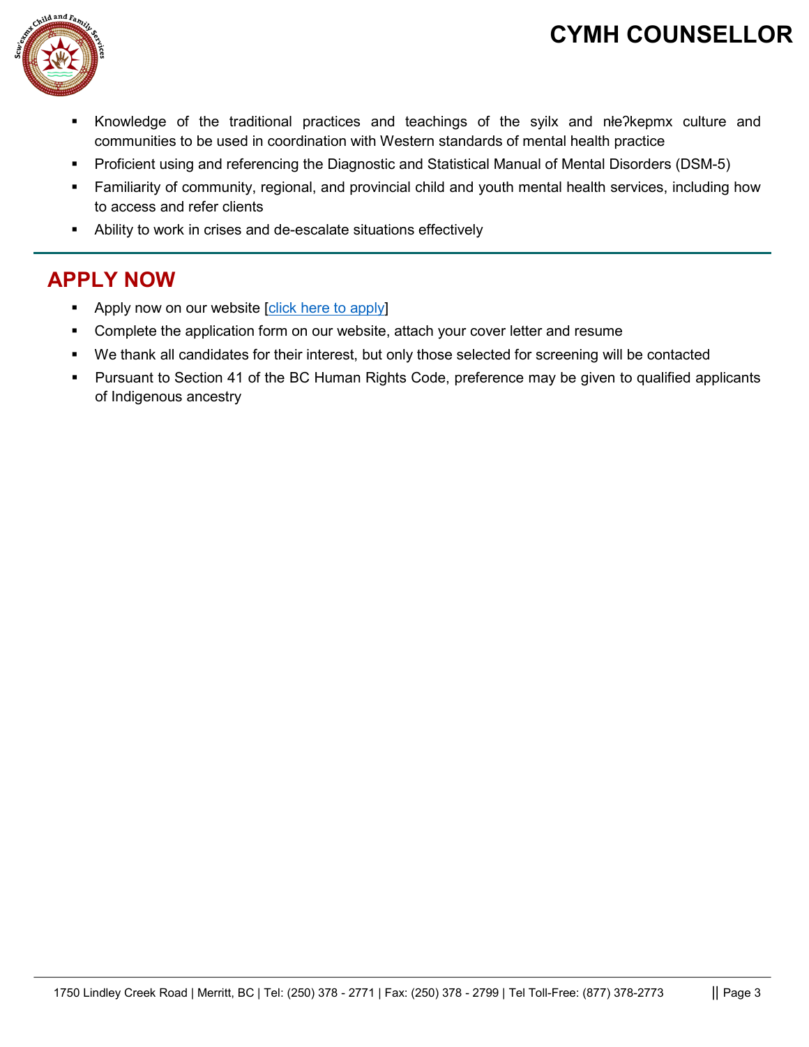- Knowledge of the traditional practices and teachings of the syilx and nɬeʔkepmx culture and communities to be used in coordination with Western standards of mental health practice
- Proficient using and referencing the Diagnostic and Statistical Manual of Mental Disorders (DSM-5)
- Familiarity of community, regional, and provincial child and youth mental health services, including how to access and refer clients
- Ability to work in crises and de-escalate situations effectively

## APPLY NOW

- Apply now on our website [click here to apply]
- Complete the application form on our website, attach your cover letter and resume
- We thank all candidates for their interest, but only those selected for screening will be contacted
- Pursuant to Section 41 of the BC Human Rights Code, preference may be given to qualified applicants of Indigenous ancestry